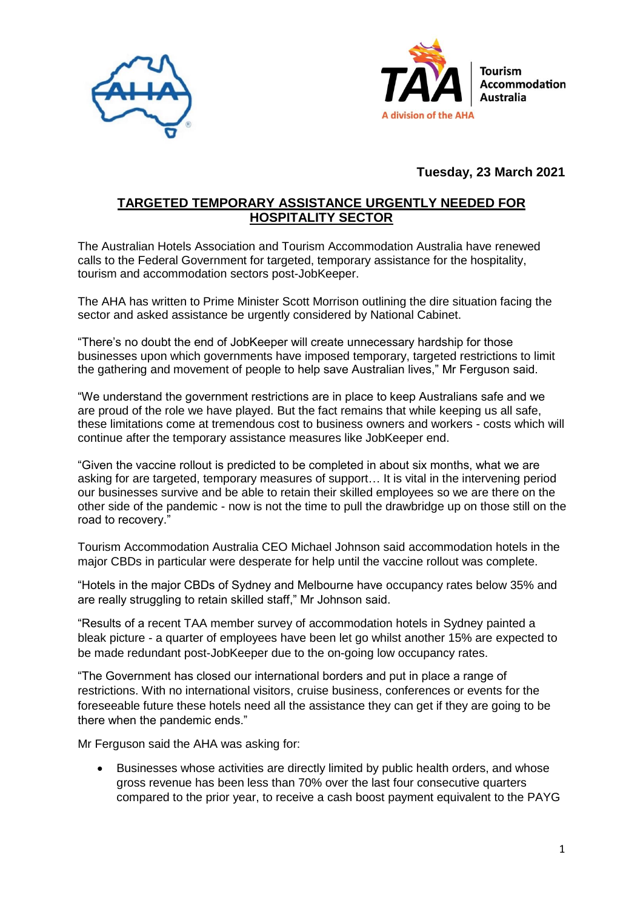**Tuesday, 23 March 2021**

## TARGETED TEMPORARY ASSISTANCE URGENTLY NEEDED FOR HOSPITALITY SECTOR

The Australian Hotels Association and Tourism Accommodation Australia have renewed calls to the Federal Government for targeted, temporary assistance for the hospitality, tourism and accommodation sectors post-JobKeeper.

The AHA has written to Prime Minister Scott Morrison outlining the dire situation facing the sector and asked assistance be urgently considered by National Cabinet.

"There's no doubt the end of JobKeeper will create unnecessary hardship for those businesses upon which governments have imposed temporary, targeted restrictions to limit the gathering and movement of people to help save Australian lives," Mr Ferguson said.

"We understand the government restrictions are in place to keep Australians safe and we are proud of the role we have played. But the fact remains that while keeping us all safe, these limitations come at tremendous cost to business owners and workers - costs which will continue after the temporary assistance measures like JobKeeper end.

"Given the vaccine rollout is predicted to be completed in about six months, what we are asking for are targeted, temporary measures of support… It is vital in the intervening period our businesses survive and be able to retain their skilled employees so we are there on the other side of the pandemic - now is not the time to pull the drawbridge up on those still on the road to recovery."

Tourism Accommodation Australia CEO Michael Johnson said accommodation hotels in the major CBDs in particular were desperate for help until the vaccine rollout was complete.

"Hotels in the major CBDs of Sydney and Melbourne have occupancy rates below 35% and are really struggling to retain skilled staff," Mr Johnson said.

"Results of a recent TAA member survey of accommodation hotels in Sydney painted a bleak picture - a quarter of employees have been let go whilst another 15% are expected to be made redundant post-JobKeeper due to the on-going low occupancy rates.

"The Government has closed our international borders and put in place a range of restrictions. With no international visitors, cruise business, conferences or events for the foreseeable future these hotels need all the assistance they can get if they are going to be there when the pandemic ends."

Mr Ferguson said the AHA was asking for:

- Businesses whose activities are directly limited by public health orders, and whose gross revenue has been less than 70% over the last four consecutive quarters compared to the prior year, to receive a cash boost payment equivalent to the PAYG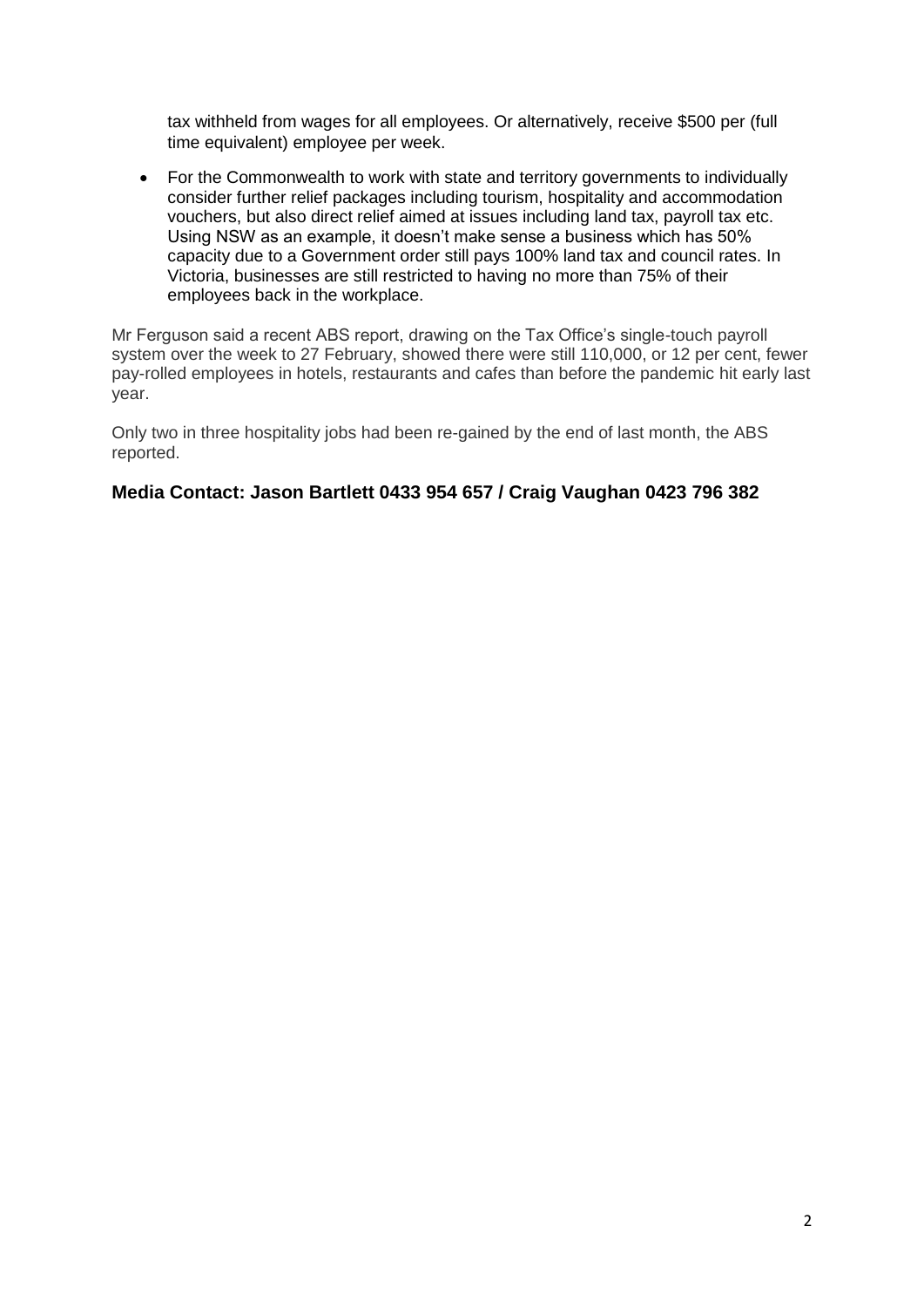tax withheld from wages for all employees. Or alternatively, receive $500 per (full time equivalent) employee per week.

- For the Commonwealth to work with state and territory governments to individually consider further relief packages including tourism, hospitality and accommodation vouchers, but also direct relief aimed at issues including land tax, payroll tax etc. Using NSW as an example, it doesn't make sense a business which has 50% capacity due to a Government order still pays 100% land tax and council rates. In Victoria, businesses are still restricted to having no more than 75% of their employees back in the workplace.

Mr Ferguson said a recent ABS report, drawing on the Tax Office's single-touch payroll system over the week to 27 February, showed there were still 110,000, or 12 per cent, fewer pay-rolled employees in hotels, restaurants and cafes than before the pandemic hit early last year.

Only two in three hospitality jobs had been re-gained by the end of last month, the ABS reported.

**Media Contact: Jason Bartlett 0433 954 657 / Craig Vaughan 0423 796 382**